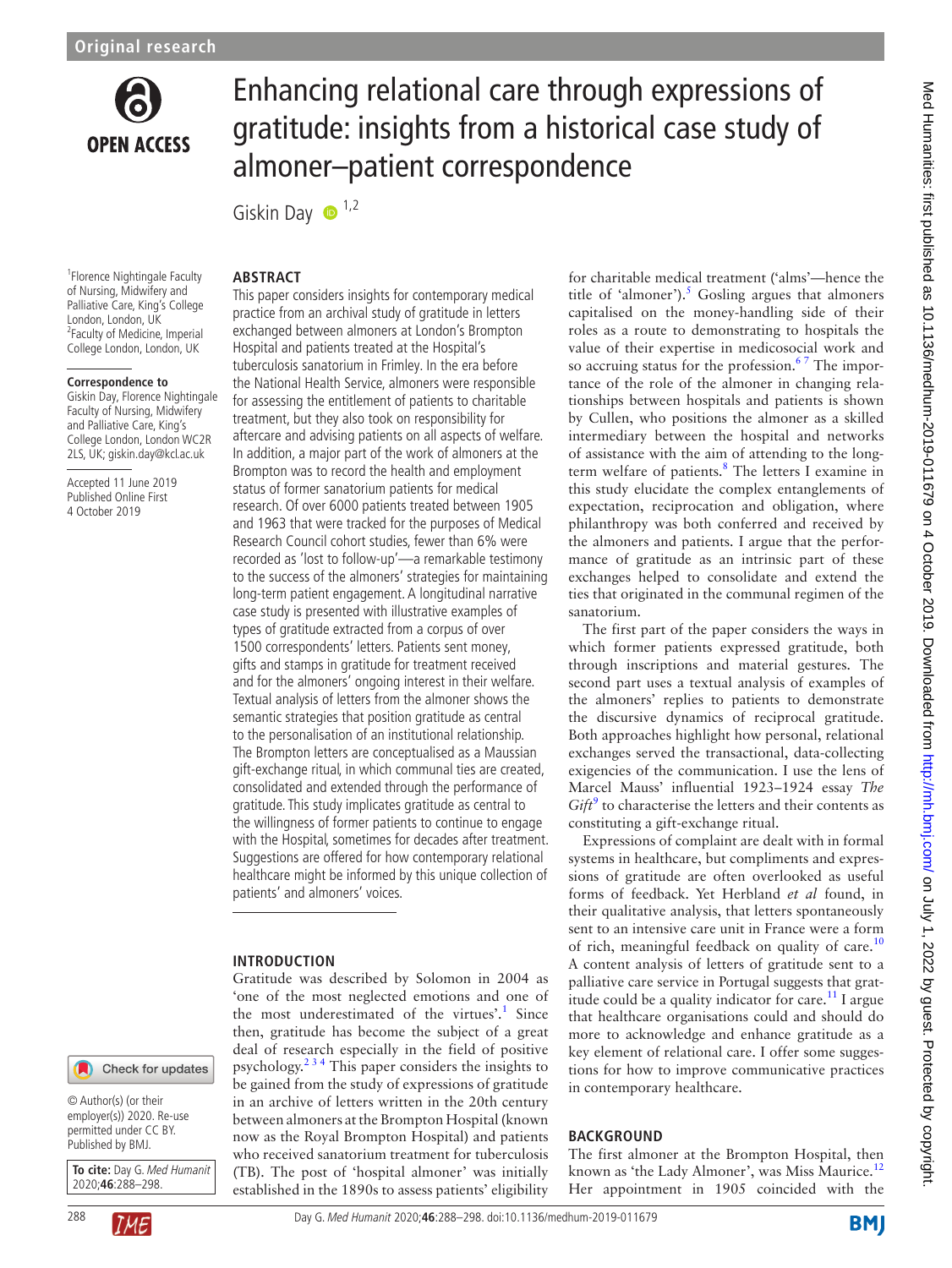Original research

# Enhancing relational care through expressions of gratitude: insights from a historical case study of almoner–patient correspondence

Giskin Day [1,2]

[1] Florence Nightingale Faculty of Nursing, Midwifery and Palliative Care, King's College London, London, UK
[2] Faculty of Medicine, Imperial College London, London, UK

**Correspondence to**
Giskin Day, Florence Nightingale Faculty of Nursing, Midwifery and Palliative Care, King's College London, London WC2R 2LS, UK; giskin.day@kcl.ac.uk

Accepted 11 June 2019
Published Online First 4 October 2019

© Author(s) (or their employer(s)) 2020. Re-use permitted under CC BY. Published by BMJ.

**To cite:** Day G. *Med Humanit* 2020;**46**:288–298.

## ABSTRACT

This paper considers insights for contemporary medical practice from an archival study of gratitude in letters exchanged between almoners at London's Brompton Hospital and patients treated at the Hospital's tuberculosis sanatorium in Frimley. In the era before the National Health Service, almoners were responsible for assessing the entitlement of patients to charitable treatment, but they also took on responsibility for aftercare and advising patients on all aspects of welfare. In addition, a major part of the work of almoners at the Brompton was to record the health and employment status of former sanatorium patients for medical research. Of over 6000 patients treated between 1905 and 1963 that were tracked for the purposes of Medical Research Council cohort studies, fewer than 6% were recorded as 'lost to follow-up'—a remarkable testimony to the success of the almoners' strategies for maintaining long-term patient engagement. A longitudinal narrative case study is presented with illustrative examples of types of gratitude extracted from a corpus of over 1500 correspondents' letters. Patients sent money, gifts and stamps in gratitude for treatment received and for the almoners' ongoing interest in their welfare. Textual analysis of letters from the almoner shows the semantic strategies that position gratitude as central to the personalisation of an institutional relationship. The Brompton letters are conceptualised as a Maussian gift-exchange ritual, in which communal ties are created, consolidated and extended through the performance of gratitude. This study implicates gratitude as central to the willingness of former patients to continue to engage with the Hospital, sometimes for decades after treatment. Suggestions are offered for how contemporary relational healthcare might be informed by this unique collection of patients' and almoners' voices.

## INTRODUCTION

Gratitude was described by Solomon in 2004 as 'one of the most neglected emotions and one of the most underestimated of the virtues'.[1] Since then, gratitude has become the subject of a great deal of research especially in the field of positive psychology.[2 3 4] This paper considers the insights to be gained from the study of expressions of gratitude in an archive of letters written in the 20th century between almoners at the Brompton Hospital (known now as the Royal Brompton Hospital) and patients who received sanatorium treatment for tuberculosis (TB). The post of 'hospital almoner' was initially established in the 1890s to assess patients' eligibility for charitable medical treatment ('alms'—hence the title of 'almoner').[5] Gosling argues that almoners capitalised on the money-handling side of their roles as a route to demonstrating to hospitals the value of their expertise in medicosocial work and so accruing status for the profession.[6 7] The importance of the role of the almoner in changing relationships between hospitals and patients is shown by Cullen, who positions the almoner as a skilled intermediary between the hospital and networks of assistance with the aim of attending to the long-term welfare of patients.[8] The letters I examine in this study elucidate the complex entanglements of expectation, reciprocation and obligation, where philanthropy was both conferred and received by the almoners and patients. I argue that the performance of gratitude as an intrinsic part of these exchanges helped to consolidate and extend the ties that originated in the communal regimen of the sanatorium.

The first part of the paper considers the ways in which former patients expressed gratitude, both through inscriptions and material gestures. The second part uses a textual analysis of examples of the almoners' replies to patients to demonstrate the discursive dynamics of reciprocal gratitude. Both approaches highlight how personal, relational exchanges served the transactional, data-collecting exigencies of the communication. I use the lens of Marcel Mauss' influential 1923–1924 essay *The Gift*[9] to characterise the letters and their contents as constituting a gift-exchange ritual.

Expressions of complaint are dealt with in formal systems in healthcare, but compliments and expressions of gratitude are often overlooked as useful forms of feedback. Yet Herbland *et al* found, in their qualitative analysis, that letters spontaneously sent to an intensive care unit in France were a form of rich, meaningful feedback on quality of care.[10] A content analysis of letters of gratitude sent to a palliative care service in Portugal suggests that gratitude could be a quality indicator for care.[11] I argue that healthcare organisations could and should do more to acknowledge and enhance gratitude as a key element of relational care. I offer some suggestions for how to improve communicative practices in contemporary healthcare.

## BACKGROUND

The first almoner at the Brompton Hospital, then known as 'the Lady Almoner', was Miss Maurice.[12] Her appointment in 1905 coincided with the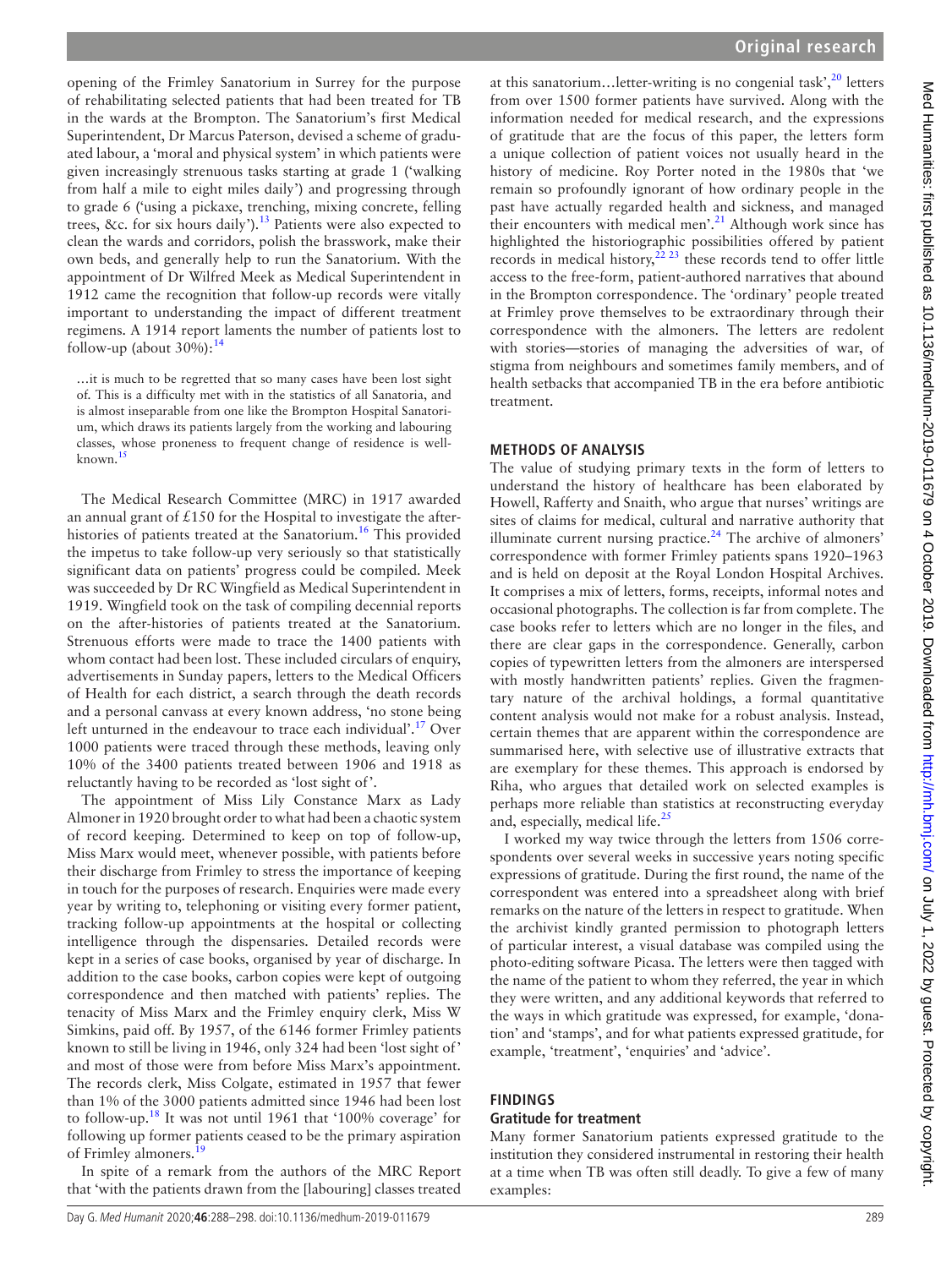opening of the Frimley Sanatorium in Surrey for the purpose of rehabilitating selected patients that had been treated for TB in the wards at the Brompton. The Sanatorium's first Medical Superintendent, Dr Marcus Paterson, devised a scheme of graduated labour, a 'moral and physical system' in which patients were given increasingly strenuous tasks starting at grade 1 ('walking from half a mile to eight miles daily') and progressing through to grade 6 ('using a pickaxe, trenching, mixing concrete, felling trees, &c. for six hours daily').[13] Patients were also expected to clean the wards and corridors, polish the brasswork, make their own beds, and generally help to run the Sanatorium. With the appointment of Dr Wilfred Meek as Medical Superintendent in 1912 came the recognition that follow-up records were vitally important to understanding the impact of different treatment regimens. A 1914 report laments the number of patients lost to follow-up (about 30%):[14]

> …it is much to be regretted that so many cases have been lost sight of. This is a difficulty met with in the statistics of all Sanatoria, and is almost inseparable from one like the Brompton Hospital Sanatorium, which draws its patients largely from the working and labouring classes, whose proneness to frequent change of residence is well-known.[15]

The Medical Research Committee (MRC) in 1917 awarded an annual grant of £150 for the Hospital to investigate the after-histories of patients treated at the Sanatorium.[16] This provided the impetus to take follow-up very seriously so that statistically significant data on patients' progress could be compiled. Meek was succeeded by Dr RC Wingfield as Medical Superintendent in 1919. Wingfield took on the task of compiling decennial reports on the after-histories of patients treated at the Sanatorium. Strenuous efforts were made to trace the 1400 patients with whom contact had been lost. These included circulars of enquiry, advertisements in Sunday papers, letters to the Medical Officers of Health for each district, a search through the death records and a personal canvass at every known address, 'no stone being left unturned in the endeavour to trace each individual'.[17] Over 1000 patients were traced through these methods, leaving only 10% of the 3400 patients treated between 1906 and 1918 as reluctantly having to be recorded as 'lost sight of'.

The appointment of Miss Lily Constance Marx as Lady Almoner in 1920 brought order to what had been a chaotic system of record keeping. Determined to keep on top of follow-up, Miss Marx would meet, whenever possible, with patients before their discharge from Frimley to stress the importance of keeping in touch for the purposes of research. Enquiries were made every year by writing to, telephoning or visiting every former patient, tracking follow-up appointments at the hospital or collecting intelligence through the dispensaries. Detailed records were kept in a series of case books, organised by year of discharge. In addition to the case books, carbon copies were kept of outgoing correspondence and then matched with patients' replies. The tenacity of Miss Marx and the Frimley enquiry clerk, Miss W Simkins, paid off. By 1957, of the 6146 former Frimley patients known to still be living in 1946, only 324 had been 'lost sight of' and most of those were from before Miss Marx's appointment. The records clerk, Miss Colgate, estimated in 1957 that fewer than 1% of the 3000 patients admitted since 1946 had been lost to follow-up.[18] It was not until 1961 that '100% coverage' for following up former patients ceased to be the primary aspiration of Frimley almoners.[19]

In spite of a remark from the authors of the MRC Report that 'with the patients drawn from the [labouring] classes treated at this sanatorium…letter-writing is no congenial task',[20] letters from over 1500 former patients have survived. Along with the information needed for medical research, and the expressions of gratitude that are the focus of this paper, the letters form a unique collection of patient voices not usually heard in the history of medicine. Roy Porter noted in the 1980s that 'we remain so profoundly ignorant of how ordinary people in the past have actually regarded health and sickness, and managed their encounters with medical men'.[21] Although work since has highlighted the historiographic possibilities offered by patient records in medical history,[22 23] these records tend to offer little access to the free-form, patient-authored narratives that abound in the Brompton correspondence. The 'ordinary' people treated at Frimley prove themselves to be extraordinary through their correspondence with the almoners. The letters are redolent with stories—stories of managing the adversities of war, of stigma from neighbours and sometimes family members, and of health setbacks that accompanied TB in the era before antibiotic treatment.

## METHODS OF ANALYSIS

The value of studying primary texts in the form of letters to understand the history of healthcare has been elaborated by Howell, Rafferty and Snaith, who argue that nurses' writings are sites of claims for medical, cultural and narrative authority that illuminate current nursing practice.[24] The archive of almoners' correspondence with former Frimley patients spans 1920–1963 and is held on deposit at the Royal London Hospital Archives. It comprises a mix of letters, forms, receipts, informal notes and occasional photographs. The collection is far from complete. The case books refer to letters which are no longer in the files, and there are clear gaps in the correspondence. Generally, carbon copies of typewritten letters from the almoners are interspersed with mostly handwritten patients' replies. Given the fragmentary nature of the archival holdings, a formal quantitative content analysis would not make for a robust analysis. Instead, certain themes that are apparent within the correspondence are summarised here, with selective use of illustrative extracts that are exemplary for these themes. This approach is endorsed by Riha, who argues that detailed work on selected examples is perhaps more reliable than statistics at reconstructing everyday and, especially, medical life.[25]

I worked my way twice through the letters from 1506 correspondents over several weeks in successive years noting specific expressions of gratitude. During the first round, the name of the correspondent was entered into a spreadsheet along with brief remarks on the nature of the letters in respect to gratitude. When the archivist kindly granted permission to photograph letters of particular interest, a visual database was compiled using the photo-editing software Picasa. The letters were then tagged with the name of the patient to whom they referred, the year in which they were written, and any additional keywords that referred to the ways in which gratitude was expressed, for example, 'donation' and 'stamps', and for what patients expressed gratitude, for example, 'treatment', 'enquiries' and 'advice'.

## FINDINGS

### Gratitude for treatment

Many former Sanatorium patients expressed gratitude to the institution they considered instrumental in restoring their health at a time when TB was often still deadly. To give a few of many examples: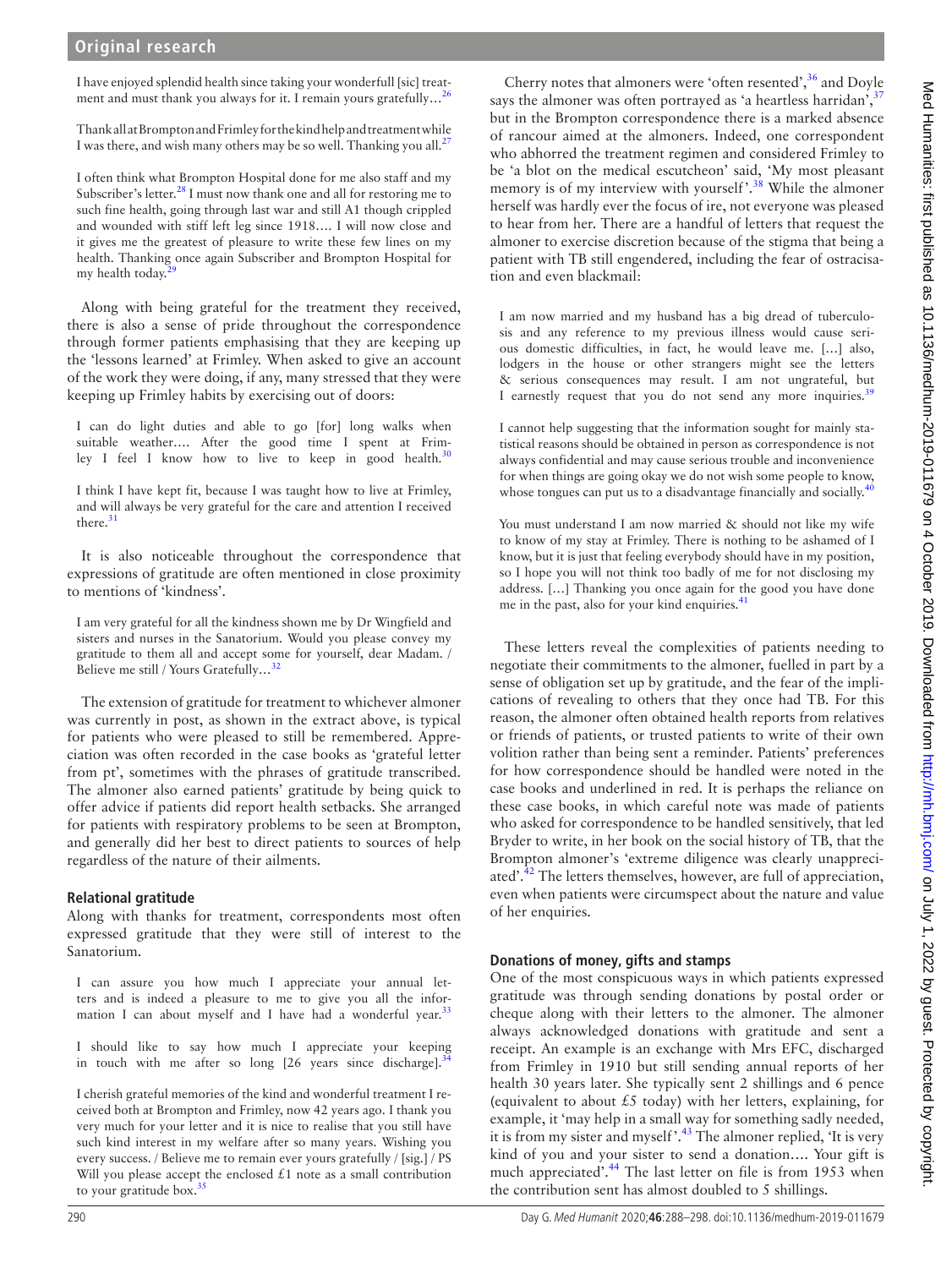> I have enjoyed splendid health since taking your wonderfull [sic] treatment and must thank you always for it. I remain yours gratefully…[26]

> Thank all at Brompton and Frimley for the kind help and treatment while I was there, and wish many others may be so well. Thanking you all.[27]

> I often think what Brompton Hospital done for me also staff and my Subscriber's letter.[28] I must now thank one and all for restoring me to such fine health, going through last war and still A1 though crippled and wounded with stiff left leg since 1918…. I will now close and it gives me the greatest of pleasure to write these few lines on my health. Thanking once again Subscriber and Brompton Hospital for my health today.[29]

Along with being grateful for the treatment they received, there is also a sense of pride throughout the correspondence through former patients emphasising that they are keeping up the 'lessons learned' at Frimley. When asked to give an account of the work they were doing, if any, many stressed that they were keeping up Frimley habits by exercising out of doors:

> I can do light duties and able to go [for] long walks when suitable weather…. After the good time I spent at Frimley I feel I know how to live to keep in good health.[30]

> I think I have kept fit, because I was taught how to live at Frimley, and will always be very grateful for the care and attention I received there.[31]

It is also noticeable throughout the correspondence that expressions of gratitude are often mentioned in close proximity to mentions of 'kindness'.

> I am very grateful for all the kindness shown me by Dr Wingfield and sisters and nurses in the Sanatorium. Would you please convey my gratitude to them all and accept some for yourself, dear Madam. / Believe me still / Yours Gratefully…[32]

The extension of gratitude for treatment to whichever almoner was currently in post, as shown in the extract above, is typical for patients who were pleased to still be remembered. Appreciation was often recorded in the case books as 'grateful letter from pt', sometimes with the phrases of gratitude transcribed. The almoner also earned patients' gratitude by being quick to offer advice if patients did report health setbacks. She arranged for patients with respiratory problems to be seen at Brompton, and generally did her best to direct patients to sources of help regardless of the nature of their ailments.

### Relational gratitude

Along with thanks for treatment, correspondents most often expressed gratitude that they were still of interest to the Sanatorium.

> I can assure you how much I appreciate your annual letters and is indeed a pleasure to me to give you all the information I can about myself and I have had a wonderful year.[33]

> I should like to say how much I appreciate your keeping in touch with me after so long [26 years since discharge].[34]

> I cherish grateful memories of the kind and wonderful treatment I received both at Brompton and Frimley, now 42 years ago. I thank you very much for your letter and it is nice to realise that you still have such kind interest in my welfare after so many years. Wishing you every success. / Believe me to remain ever yours gratefully / [sig.] / PS Will you please accept the enclosed £1 note as a small contribution to your gratitude box.[35]

Cherry notes that almoners were 'often resented',[36] and Doyle says the almoner was often portrayed as 'a heartless harridan',[37] but in the Brompton correspondence there is a marked absence of rancour aimed at the almoners. Indeed, one correspondent who abhorred the treatment regimen and considered Frimley to be 'a blot on the medical escutcheon' said, 'My most pleasant memory is of my interview with yourself'.[38] While the almoner herself was hardly ever the focus of ire, not everyone was pleased to hear from her. There are a handful of letters that request the almoner to exercise discretion because of the stigma that being a patient with TB still engendered, including the fear of ostracisation and even blackmail:

> I am now married and my husband has a big dread of tuberculosis and any reference to my previous illness would cause serious domestic difficulties, in fact, he would leave me. […] also, lodgers in the house or other strangers might see the letters & serious consequences may result. I am not ungrateful, but I earnestly request that you do not send any more inquiries.[39]

> I cannot help suggesting that the information sought for mainly statistical reasons should be obtained in person as correspondence is not always confidential and may cause serious trouble and inconvenience for when things are going okay we do not wish some people to know, whose tongues can put us to a disadvantage financially and socially.[40]

> You must understand I am now married & should not like my wife to know of my stay at Frimley. There is nothing to be ashamed of I know, but it is just that feeling everybody should have in my position, so I hope you will not think too badly of me for not disclosing my address. […] Thanking you once again for the good you have done me in the past, also for your kind enquiries.[41]

These letters reveal the complexities of patients needing to negotiate their commitments to the almoner, fuelled in part by a sense of obligation set up by gratitude, and the fear of the implications of revealing to others that they once had TB. For this reason, the almoner often obtained health reports from relatives or friends of patients, or trusted patients to write of their own volition rather than being sent a reminder. Patients' preferences for how correspondence should be handled were noted in the case books and underlined in red. It is perhaps the reliance on these case books, in which careful note was made of patients who asked for correspondence to be handled sensitively, that led Bryder to write, in her book on the social history of TB, that the Brompton almoner's 'extreme diligence was clearly unappreciated'.[42] The letters themselves, however, are full of appreciation, even when patients were circumspect about the nature and value of her enquiries.

### Donations of money, gifts and stamps

One of the most conspicuous ways in which patients expressed gratitude was through sending donations by postal order or cheque along with their letters to the almoner. The almoner always acknowledged donations with gratitude and sent a receipt. An example is an exchange with Mrs EFC, discharged from Frimley in 1910 but still sending annual reports of her health 30 years later. She typically sent 2 shillings and 6 pence (equivalent to about £5 today) with her letters, explaining, for example, it 'may help in a small way for something sadly needed, it is from my sister and myself'.[43] The almoner replied, 'It is very kind of you and your sister to send a donation…. Your gift is much appreciated'.[44] The last letter on file is from 1953 when the contribution sent has almost doubled to 5 shillings.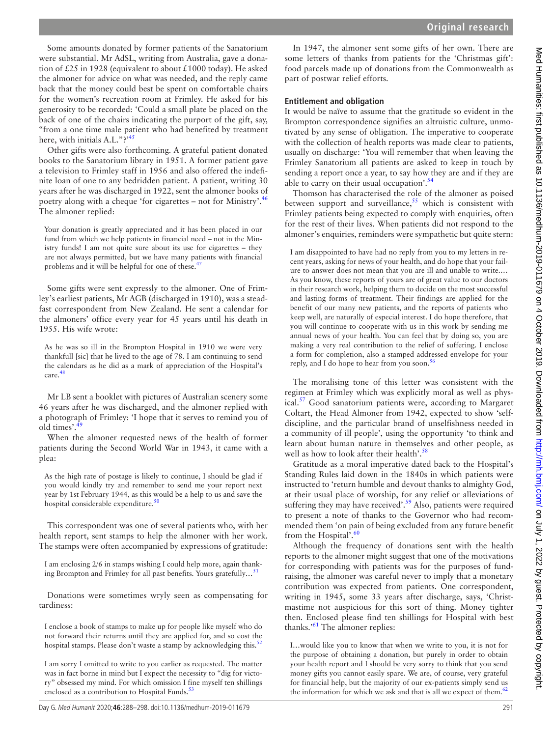Some amounts donated by former patients of the Sanatorium were substantial. Mr AdSL, writing from Australia, gave a donation of £25 in 1928 (equivalent to about £1000 today). He asked the almoner for advice on what was needed, and the reply came back that the money could best be spent on comfortable chairs for the women's recreation room at Frimley. He asked for his generosity to be recorded: 'Could a small plate be placed on the back of one of the chairs indicating the purport of the gift, say, "from a one time male patient who had benefited by treatment here, with initials A.L."?'[45]

Other gifts were also forthcoming. A grateful patient donated books to the Sanatorium library in 1951. A former patient gave a television to Frimley staff in 1956 and also offered the indefinite loan of one to any bedridden patient. A patient, writing 30 years after he was discharged in 1922, sent the almoner books of poetry along with a cheque 'for cigarettes – not for Ministry'.[46] The almoner replied:

> Your donation is greatly appreciated and it has been placed in our fund from which we help patients in financial need – not in the Ministry funds! I am not quite sure about its use for cigarettes – they are not always permitted, but we have many patients with financial problems and it will be helpful for one of these.[47]

Some gifts were sent expressly to the almoner. One of Frimley's earliest patients, Mr AGB (discharged in 1910), was a steadfast correspondent from New Zealand. He sent a calendar for the almoners' office every year for 45 years until his death in 1955. His wife wrote:

> As he was so ill in the Brompton Hospital in 1910 we were very thankfull [sic] that he lived to the age of 78. I am continuing to send the calendars as he did as a mark of appreciation of the Hospital's care.[48]

Mr LB sent a booklet with pictures of Australian scenery some 46 years after he was discharged, and the almoner replied with a photograph of Frimley: 'I hope that it serves to remind you of old times'.[49]

When the almoner requested news of the health of former patients during the Second World War in 1943, it came with a plea:

> As the high rate of postage is likely to continue, I should be glad if you would kindly try and remember to send me your report next year by 1st February 1944, as this would be a help to us and save the hospital considerable expenditure.[50]

This correspondent was one of several patients who, with her health report, sent stamps to help the almoner with her work. The stamps were often accompanied by expressions of gratitude:

> I am enclosing 2/6 in stamps wishing I could help more, again thanking Brompton and Frimley for all past benefits. Yours gratefully…[51]

Donations were sometimes wryly seen as compensating for tardiness:

> I enclose a book of stamps to make up for people like myself who do not forward their returns until they are applied for, and so cost the hospital stamps. Please don't waste a stamp by acknowledging this.[52]

> I am sorry I omitted to write to you earlier as requested. The matter was in fact borne in mind but I expect the necessity to "dig for victory" obsessed my mind. For which omission I fine myself ten shillings enclosed as a contribution to Hospital Funds.[53]

In 1947, the almoner sent some gifts of her own. There are some letters of thanks from patients for the 'Christmas gift': food parcels made up of donations from the Commonwealth as part of postwar relief efforts.

## Entitlement and obligation

It would be naïve to assume that the gratitude so evident in the Brompton correspondence signifies an altruistic culture, unmotivated by any sense of obligation. The imperative to cooperate with the collection of health reports was made clear to patients, usually on discharge: 'You will remember that when leaving the Frimley Sanatorium all patients are asked to keep in touch by sending a report once a year, to say how they are and if they are able to carry on their usual occupation'.[54]

Thomson has characterised the role of the almoner as poised between support and surveillance,[55] which is consistent with Frimley patients being expected to comply with enquiries, often for the rest of their lives. When patients did not respond to the almoner's enquiries, reminders were sympathetic but quite stern:

> I am disappointed to have had no reply from you to my letters in recent years, asking for news of your health, and do hope that your failure to answer does not mean that you are ill and unable to write.… As you know, these reports of yours are of great value to our doctors in their research work, helping them to decide on the most successful and lasting forms of treatment. Their findings are applied for the benefit of our many new patients, and the reports of patients who keep well, are naturally of especial interest. I do hope therefore, that you will continue to cooperate with us in this work by sending me annual news of your health. You can feel that by doing so, you are making a very real contribution to the relief of suffering. I enclose a form for completion, also a stamped addressed envelope for your reply, and I do hope to hear from you soon.[56]

The moralising tone of this letter was consistent with the regimen at Frimley which was explicitly moral as well as physical.[57] Good sanatorium patients were, according to Margaret Coltart, the Head Almoner from 1942, expected to show 'self-discipline, and the particular brand of unselfishness needed in a community of ill people', using the opportunity 'to think and learn about human nature in themselves and other people, as well as how to look after their health'.[58]

Gratitude as a moral imperative dated back to the Hospital's Standing Rules laid down in the 1840s in which patients were instructed to 'return humble and devout thanks to almighty God, at their usual place of worship, for any relief or alleviations of suffering they may have received'.[59] Also, patients were required to present a note of thanks to the Governor who had recommended them 'on pain of being excluded from any future benefit from the Hospital'.[60]

Although the frequency of donations sent with the health reports to the almoner might suggest that one of the motivations for corresponding with patients was for the purposes of fundraising, the almoner was careful never to imply that a monetary contribution was expected from patients. One correspondent, writing in 1945, some 33 years after discharge, says, 'Christmastime not auspicious for this sort of thing. Money tighter then. Enclosed please find ten shillings for Hospital with best thanks.'[61] The almoner replies:

> I…would like you to know that when we write to you, it is not for the purpose of obtaining a donation, but purely in order to obtain your health report and I should be very sorry to think that you send money gifts you cannot easily spare. We are, of course, very grateful for financial help, but the majority of our ex-patients simply send us the information for which we ask and that is all we expect of them.[62]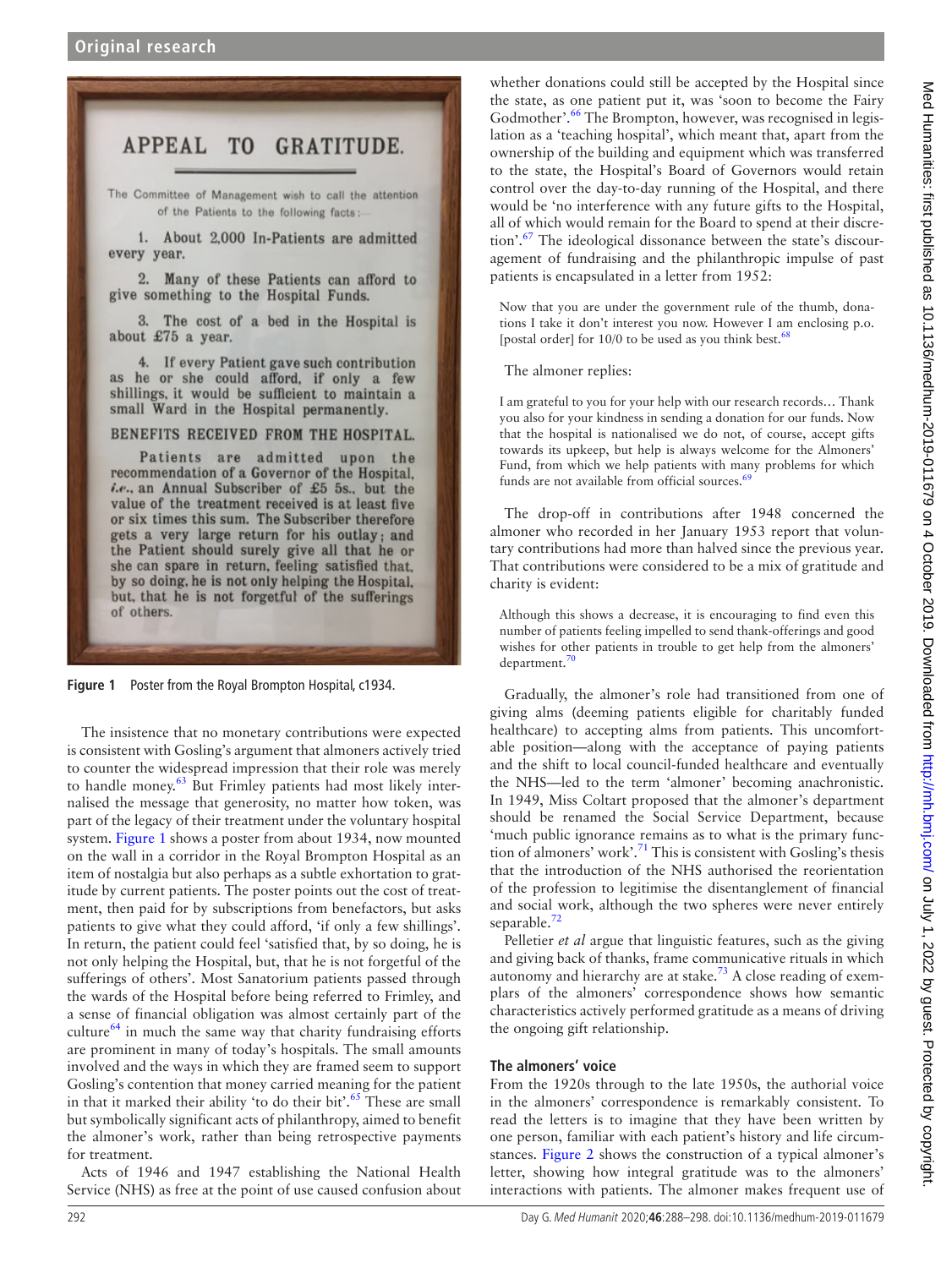APPEAL TO GRATITUDE.

The Committee of Management wish to call the attention of the Patients to the following facts:—

1. About 2,000 In-Patients are admitted every year.

2. Many of these Patients can afford to give something to the Hospital Funds.

3. The cost of a bed in the Hospital is about £75 a year.

4. If every Patient gave such contribution as he or she could afford, if only a few shillings, it would be sufficient to maintain a small Ward in the Hospital permanently.

BENEFITS RECEIVED FROM THE HOSPITAL.

Patients are admitted upon the recommendation of a Governor of the Hospital, *i.e.*, an Annual Subscriber of £5 5s., but the value of the treatment received is at least five or six times this sum. The Subscriber therefore gets a very large return for his outlay; and the Patient should surely give all that he or she can spare in return, feeling satisfied that, by so doing, he is not only helping the Hospital, but, that he is not forgetful of the sufferings of others.

**Figure 1** Poster from the Royal Brompton Hospital, c1934.

The insistence that no monetary contributions were expected is consistent with Gosling's argument that almoners actively tried to counter the widespread impression that their role was merely to handle money.[63] But Frimley patients had most likely internalised the message that generosity, no matter how token, was part of the legacy of their treatment under the voluntary hospital system. Figure 1 shows a poster from about 1934, now mounted on the wall in a corridor in the Royal Brompton Hospital as an item of nostalgia but also perhaps as a subtle exhortation to gratitude by current patients. The poster points out the cost of treatment, then paid for by subscriptions from benefactors, but asks patients to give what they could afford, 'if only a few shillings'. In return, the patient could feel 'satisfied that, by so doing, he is not only helping the Hospital, but, that he is not forgetful of the sufferings of others'. Most Sanatorium patients passed through the wards of the Hospital before being referred to Frimley, and a sense of financial obligation was almost certainly part of the culture[64] in much the same way that charity fundraising efforts are prominent in many of today's hospitals. The small amounts involved and the ways in which they are framed seem to support Gosling's contention that money carried meaning for the patient in that it marked their ability 'to do their bit'.[65] These are small but symbolically significant acts of philanthropy, aimed to benefit the almoner's work, rather than being retrospective payments for treatment.

Acts of 1946 and 1947 establishing the National Health Service (NHS) as free at the point of use caused confusion about whether donations could still be accepted by the Hospital since the state, as one patient put it, was 'soon to become the Fairy Godmother'.[66] The Brompton, however, was recognised in legislation as a 'teaching hospital', which meant that, apart from the ownership of the building and equipment which was transferred to the state, the Hospital's Board of Governors would retain control over the day-to-day running of the Hospital, and there would be 'no interference with any future gifts to the Hospital, all of which would remain for the Board to spend at their discretion'.[67] The ideological dissonance between the state's discouragement of fundraising and the philanthropic impulse of past patients is encapsulated in a letter from 1952:

> Now that you are under the government rule of the thumb, donations I take it don't interest you now. However I am enclosing p.o. [postal order] for 10/0 to be used as you think best.[68]

The almoner replies:

> I am grateful to you for your help with our research records… Thank you also for your kindness in sending a donation for our funds. Now that the hospital is nationalised we do not, of course, accept gifts towards its upkeep, but help is always welcome for the Almoners' Fund, from which we help patients with many problems for which funds are not available from official sources.[69]

The drop-off in contributions after 1948 concerned the almoner who recorded in her January 1953 report that voluntary contributions had more than halved since the previous year. That contributions were considered to be a mix of gratitude and charity is evident:

> Although this shows a decrease, it is encouraging to find even this number of patients feeling impelled to send thank-offerings and good wishes for other patients in trouble to get help from the almoners' department.[70]

Gradually, the almoner's role had transitioned from one of giving alms (deeming patients eligible for charitably funded healthcare) to accepting alms from patients. This uncomfortable position—along with the acceptance of paying patients and the shift to local council-funded healthcare and eventually the NHS—led to the term 'almoner' becoming anachronistic. In 1949, Miss Coltart proposed that the almoner's department should be renamed the Social Service Department, because 'much public ignorance remains as to what is the primary function of almoners' work'.[71] This is consistent with Gosling's thesis that the introduction of the NHS authorised the reorientation of the profession to legitimise the disentanglement of financial and social work, although the two spheres were never entirely separable.[72]

Pelletier *et al* argue that linguistic features, such as the giving and giving back of thanks, frame communicative rituals in which autonomy and hierarchy are at stake.[73] A close reading of exemplars of the almoners' correspondence shows how semantic characteristics actively performed gratitude as a means of driving the ongoing gift relationship.

### The almoners' voice

From the 1920s through to the late 1950s, the authorial voice in the almoners' correspondence is remarkably consistent. To read the letters is to imagine that they have been written by one person, familiar with each patient's history and life circumstances. Figure 2 shows the construction of a typical almoner's letter, showing how integral gratitude was to the almoners' interactions with patients. The almoner makes frequent use of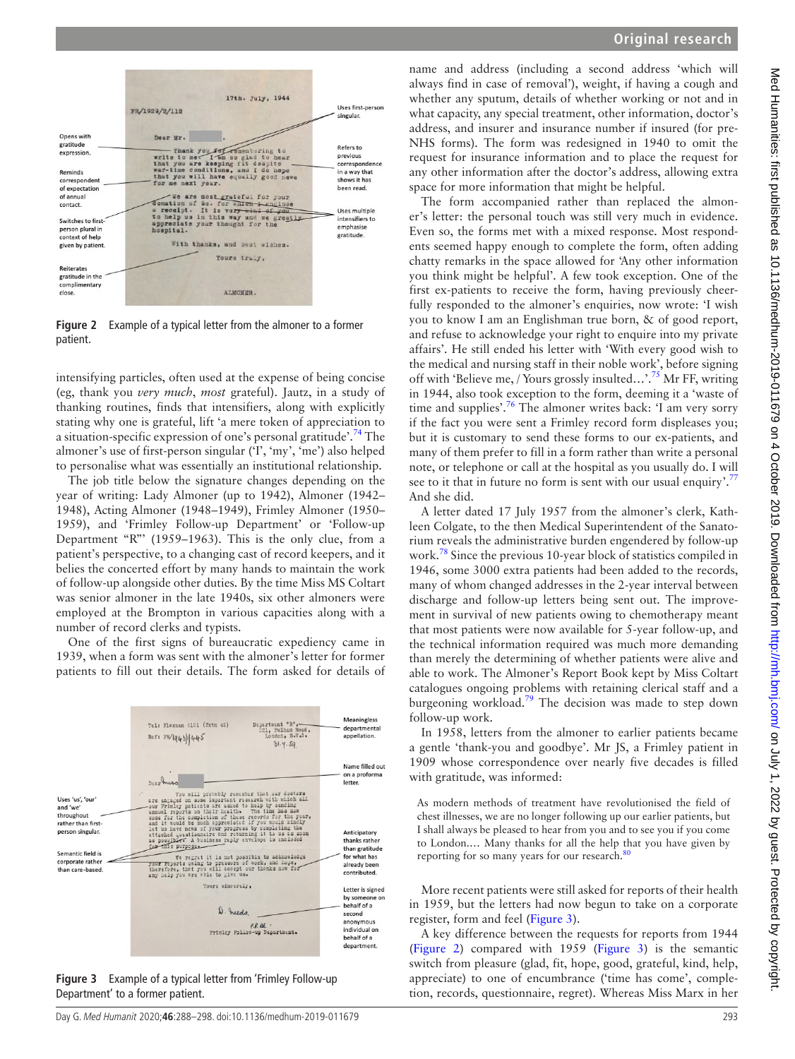Figure 2 Example of a typical letter from the almoner to a former patient.

intensifying particles, often used at the expense of being concise (eg, thank you *very much*, *most* grateful). Jautz, in a study of thanking routines, finds that intensifiers, along with explicitly stating why one is grateful, lift 'a mere token of appreciation to a situation-specific expression of one's personal gratitude'.[74] The almoner's use of first-person singular ('I', 'my', 'me') also helped to personalise what was essentially an institutional relationship.

The job title below the signature changes depending on the year of writing: Lady Almoner (up to 1942), Almoner (1942–1948), Acting Almoner (1948–1949), Frimley Almoner (1950–1959), and 'Frimley Follow-up Department' or 'Follow-up Department "R"' (1959–1963). This is the only clue, from a patient's perspective, to a changing cast of record keepers, and it belies the concerted effort by many hands to maintain the work of follow-up alongside other duties. By the time Miss MS Coltart was senior almoner in the late 1940s, six other almoners were employed at the Brompton in various capacities along with a number of record clerks and typists.

One of the first signs of bureaucratic expediency came in 1939, when a form was sent with the almoner's letter for former patients to fill out their details. The form asked for details of name and address (including a second address 'which will always find in case of removal'), weight, if having a cough and whether any sputum, details of whether working or not and in what capacity, any special treatment, other information, doctor's address, and insurer and insurance number if insured (for pre-NHS forms). The form was redesigned in 1940 to omit the request for insurance information and to place the request for any other information after the doctor's address, allowing extra space for more information that might be helpful.

The form accompanied rather than replaced the almoner's letter: the personal touch was still very much in evidence. Even so, the forms met with a mixed response. Most respondents seemed happy enough to complete the form, often adding chatty remarks in the space allowed for 'Any other information you think might be helpful'. A few took exception. One of the first ex-patients to receive the form, having previously cheerfully responded to the almoner's enquiries, now wrote: 'I wish you to know I am an Englishman true born, & of good report, and refuse to acknowledge your right to enquire into my private affairs'. He still ended his letter with 'With every good wish to the medical and nursing staff in their noble work', before signing off with 'Believe me, / Yours grossly insulted…'.[75] Mr FF, writing in 1944, also took exception to the form, deeming it a 'waste of time and supplies'.[76] The almoner writes back: 'I am very sorry if the fact you were sent a Frimley record form displeases you; but it is customary to send these forms to our ex-patients, and many of them prefer to fill in a form rather than write a personal note, or telephone or call at the hospital as you usually do. I will see to it that in future no form is sent with our usual enquiry'.[77] And she did.

A letter dated 17 July 1957 from the almoner's clerk, Kathleen Colgate, to the then Medical Superintendent of the Sanatorium reveals the administrative burden engendered by follow-up work.[78] Since the previous 10-year block of statistics compiled in 1946, some 3000 extra patients had been added to the records, many of whom changed addresses in the 2-year interval between discharge and follow-up letters being sent out. The improvement in survival of new patients owing to chemotherapy meant that most patients were now available for 5-year follow-up, and the technical information required was much more demanding than merely the determining of whether patients were alive and able to work. The Almoner's Report Book kept by Miss Coltart catalogues ongoing problems with retaining clerical staff and a burgeoning workload.[79] The decision was made to step down follow-up work.

In 1958, letters from the almoner to earlier patients became a gentle 'thank-you and goodbye'. Mr JS, a Frimley patient in 1909 whose correspondence over nearly five decades is filled with gratitude, was informed:

> As modern methods of treatment have revolutionised the field of chest illnesses, we are no longer following up our earlier patients, but I shall always be pleased to hear from you and to see you if you come to London.… Many thanks for all the help that you have given by reporting for so many years for our research.[80]

More recent patients were still asked for reports of their health in 1959, but the letters had now begun to take on a corporate register, form and feel (Figure 3).

Figure 3 Example of a typical letter from 'Frimley Follow-up Department' to a former patient.

A key difference between the requests for reports from 1944 (Figure 2) compared with 1959 (Figure 3) is the semantic switch from pleasure (glad, fit, hope, good, grateful, kind, help, appreciate) to one of encumbrance ('time has come', completion, records, questionnaire, regret). Whereas Miss Marx in her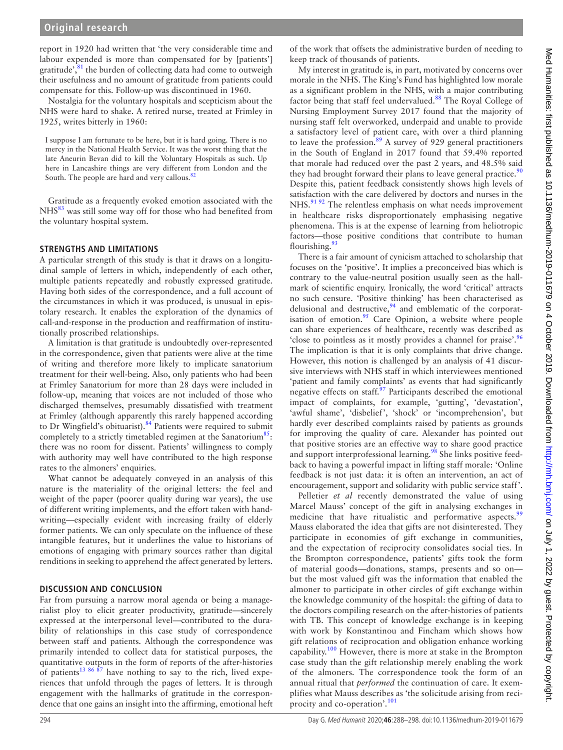report in 1920 had written that 'the very considerable time and labour expended is more than compensated for by [patients'] gratitude',[81] the burden of collecting data had come to outweigh their usefulness and no amount of gratitude from patients could compensate for this. Follow-up was discontinued in 1960.

Nostalgia for the voluntary hospitals and scepticism about the NHS were hard to shake. A retired nurse, treated at Frimley in 1925, writes bitterly in 1960:

> I suppose I am fortunate to be here, but it is hard going. There is no mercy in the National Health Service. It was the worst thing that the late Aneurin Bevan did to kill the Voluntary Hospitals as such. Up here in Lancashire things are very different from London and the South. The people are hard and very callous.[82]

Gratitude as a frequently evoked emotion associated with the NHS[83] was still some way off for those who had benefited from the voluntary hospital system.

## STRENGTHS AND LIMITATIONS

A particular strength of this study is that it draws on a longitudinal sample of letters in which, independently of each other, multiple patients repeatedly and robustly expressed gratitude. Having both sides of the correspondence, and a full account of the circumstances in which it was produced, is unusual in epistolary research. It enables the exploration of the dynamics of call-and-response in the production and reaffirmation of institutionally proscribed relationships.

A limitation is that gratitude is undoubtedly over-represented in the correspondence, given that patients were alive at the time of writing and therefore more likely to implicate sanatorium treatment for their well-being. Also, only patients who had been at Frimley Sanatorium for more than 28 days were included in follow-up, meaning that voices are not included of those who discharged themselves, presumably dissatisfied with treatment at Frimley (although apparently this rarely happened according to Dr Wingfield's obituarist).[84] Patients were required to submit completely to a strictly timetabled regimen at the Sanatorium[85]: there was no room for dissent. Patients' willingness to comply with authority may well have contributed to the high response rates to the almoners' enquiries.

What cannot be adequately conveyed in an analysis of this nature is the materiality of the original letters: the feel and weight of the paper (poorer quality during war years), the use of different writing implements, and the effort taken with handwriting—especially evident with increasing frailty of elderly former patients. We can only speculate on the influence of these intangible features, but it underlines the value to historians of emotions of engaging with primary sources rather than digital renditions in seeking to apprehend the affect generated by letters.

## DISCUSSION AND CONCLUSION

Far from pursuing a narrow moral agenda or being a managerialist ploy to elicit greater productivity, gratitude—sincerely expressed at the interpersonal level—contributed to the durability of relationships in this case study of correspondence between staff and patients. Although the correspondence was primarily intended to collect data for statistical purposes, the quantitative outputs in the form of reports of the after-histories of patients[13,86,87] have nothing to say to the rich, lived experiences that unfold through the pages of letters. It is through engagement with the hallmarks of gratitude in the correspondence that one gains an insight into the affirming, emotional heft of the work that offsets the administrative burden of needing to keep track of thousands of patients.

My interest in gratitude is, in part, motivated by concerns over morale in the NHS. The King's Fund has highlighted low morale as a significant problem in the NHS, with a major contributing factor being that staff feel undervalued.[88] The Royal College of Nursing Employment Survey 2017 found that the majority of nursing staff felt overworked, underpaid and unable to provide a satisfactory level of patient care, with over a third planning to leave the profession.[89] A survey of 929 general practitioners in the South of England in 2017 found that 59.4% reported that morale had reduced over the past 2 years, and 48.5% said they had brought forward their plans to leave general practice.[90] Despite this, patient feedback consistently shows high levels of satisfaction with the care delivered by doctors and nurses in the NHS.[91,92] The relentless emphasis on what needs improvement in healthcare risks disproportionately emphasising negative phenomena. This is at the expense of learning from heliotropic factors—those positive conditions that contribute to human flourishing.[93]

There is a fair amount of cynicism attached to scholarship that focuses on the 'positive'. It implies a preconceived bias which is contrary to the value-neutral position usually seen as the hallmark of scientific enquiry. Ironically, the word 'critical' attracts no such censure. 'Positive thinking' has been characterised as delusional and destructive,[94] and emblematic of the corporatisation of emotion.[95] Care Opinion, a website where people can share experiences of healthcare, recently was described as 'close to pointless as it mostly provides a channel for praise'.[96] The implication is that it is only complaints that drive change. However, this notion is challenged by an analysis of 41 discursive interviews with NHS staff in which interviewees mentioned 'patient and family complaints' as events that had significantly negative effects on staff.[97] Participants described the emotional impact of complaints, for example, 'gutting', 'devastation', 'awful shame', 'disbelief', 'shock' or 'incomprehension', but hardly ever described complaints raised by patients as grounds for improving the quality of care. Alexander has pointed out that positive stories are an effective way to share good practice and support interprofessional learning.[98] She links positive feedback to having a powerful impact in lifting staff morale: 'Online feedback is not just data: it is often an intervention, an act of encouragement, support and solidarity with public service staff'.

Pelletier *et al* recently demonstrated the value of using Marcel Mauss' concept of the gift in analysing exchanges in medicine that have ritualistic and performative aspects.[99] Mauss elaborated the idea that gifts are not disinterested. They participate in economies of gift exchange in communities, and the expectation of reciprocity consolidates social ties. In the Brompton correspondence, patients' gifts took the form of material goods—donations, stamps, presents and so on—but the most valued gift was the information that enabled the almoner to participate in other circles of gift exchange within the knowledge community of the hospital: the gifting of data to the doctors compiling research on the after-histories of patients with TB. This concept of knowledge exchange is in keeping with work by Konstantinou and Fincham which shows how gift relations of reciprocation and obligation enhance working capability.[100] However, there is more at stake in the Brompton case study than the gift relationship merely enabling the work of the almoners. The correspondence took the form of an annual ritual that *performed* the continuation of care. It exemplifies what Mauss describes as 'the solicitude arising from reciprocity and co-operation'.[101]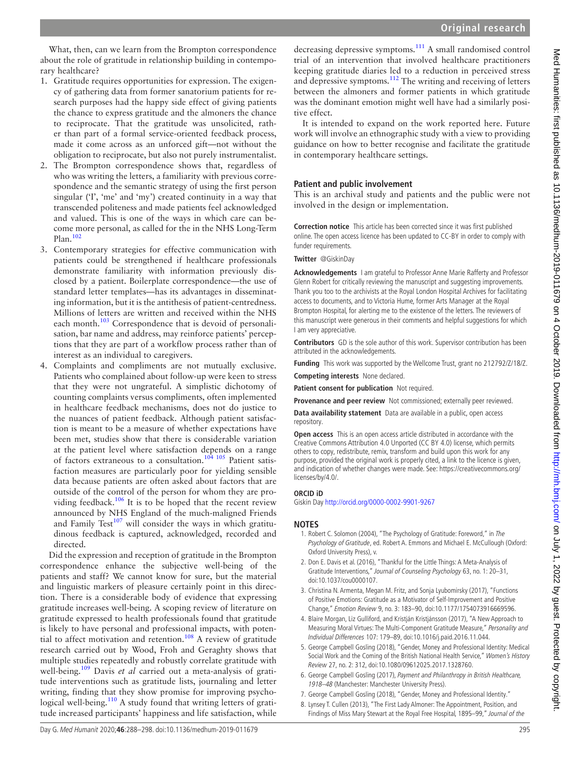What, then, can we learn from the Brompton correspondence about the role of gratitude in relationship building in contemporary healthcare?

1. Gratitude requires opportunities for expression. The exigency of gathering data from former sanatorium patients for research purposes had the happy side effect of giving patients the chance to express gratitude and the almoners the chance to reciprocate. That the gratitude was unsolicited, rather than part of a formal service-oriented feedback process, made it come across as an unforced gift—not without the obligation to reciprocate, but also not purely instrumentalist.
2. The Brompton correspondence shows that, regardless of who was writing the letters, a familiarity with previous correspondence and the semantic strategy of using the first person singular ('I', 'me' and 'my') created continuity in a way that transcended politeness and made patients feel acknowledged and valued. This is one of the ways in which care can become more personal, as called for the in the NHS Long-Term Plan.[102]
3. Contemporary strategies for effective communication with patients could be strengthened if healthcare professionals demonstrate familiarity with information previously disclosed by a patient. Boilerplate correspondence—the use of standard letter templates—has its advantages in disseminating information, but it is the antithesis of patient-centredness. Millions of letters are written and received within the NHS each month.[103] Correspondence that is devoid of personalisation, bar name and address, may reinforce patients' perceptions that they are part of a workflow process rather than of interest as an individual to caregivers.
4. Complaints and compliments are not mutually exclusive. Patients who complained about follow-up were keen to stress that they were not ungrateful. A simplistic dichotomy of counting complaints versus compliments, often implemented in healthcare feedback mechanisms, does not do justice to the nuances of patient feedback. Although patient satisfaction is meant to be a measure of whether expectations have been met, studies show that there is considerable variation at the patient level where satisfaction depends on a range of factors extraneous to a consultation.[104 105] Patient satisfaction measures are particularly poor for yielding sensible data because patients are often asked about factors that are outside of the control of the person for whom they are providing feedback.[106] It is to be hoped that the recent review announced by NHS England of the much-maligned Friends and Family Test[107] will consider the ways in which gratitudinous feedback is captured, acknowledged, recorded and directed.

Did the expression and reception of gratitude in the Brompton correspondence enhance the subjective well-being of the patients and staff? We cannot know for sure, but the material and linguistic markers of pleasure certainly point in this direction. There is a considerable body of evidence that expressing gratitude increases well-being. A scoping review of literature on gratitude expressed to health professionals found that gratitude is likely to have personal and professional impacts, with potential to affect motivation and retention.[108] A review of gratitude research carried out by Wood, Froh and Geraghty shows that multiple studies repeatedly and robustly correlate gratitude with well-being.[109] Davis *et al* carried out a meta-analysis of gratitude interventions such as gratitude lists, journaling and letter writing, finding that they show promise for improving psychological well-being.[110] A study found that writing letters of gratitude increased participants' happiness and life satisfaction, while decreasing depressive symptoms.[111] A small randomised control trial of an intervention that involved healthcare practitioners keeping gratitude diaries led to a reduction in perceived stress and depressive symptoms.[112] The writing and receiving of letters between the almoners and former patients in which gratitude was the dominant emotion might well have had a similarly positive effect.

It is intended to expand on the work reported here. Future work will involve an ethnographic study with a view to providing guidance on how to better recognise and facilitate the gratitude in contemporary healthcare settings.

## Patient and public involvement

This is an archival study and patients and the public were not involved in the design or implementation.

**Correction notice** This article has been corrected since it was first published online. The open access licence has been updated to CC-BY in order to comply with funder requirements.

**Twitter** @GiskinDay

**Acknowledgements** I am grateful to Professor Anne Marie Rafferty and Professor Glenn Robert for critically reviewing the manuscript and suggesting improvements. Thank you too to the archivists at the Royal London Hospital Archives for facilitating access to documents, and to Victoria Hume, former Arts Manager at the Royal Brompton Hospital, for alerting me to the existence of the letters. The reviewers of this manuscript were generous in their comments and helpful suggestions for which I am very appreciative.

**Contributors** GD is the sole author of this work. Supervisor contribution has been attributed in the acknowledgements.

**Funding** This work was supported by the Wellcome Trust, grant no 212792/Z/18/Z.

**Competing interests** None declared.

**Patient consent for publication** Not required.

**Provenance and peer review** Not commissioned; externally peer reviewed.

**Data availability statement** Data are available in a public, open access repository.

**Open access** This is an open access article distributed in accordance with the Creative Commons Attribution 4.0 Unported (CC BY 4.0) license, which permits others to copy, redistribute, remix, transform and build upon this work for any purpose, provided the original work is properly cited, a link to the licence is given, and indication of whether changes were made. See: https://creativecommons.org/licenses/by/4.0/.

### ORCID iD

Giskin Day http://orcid.org/0000-0002-9901-9267

## NOTES

1. Robert C. Solomon (2004), "The Psychology of Gratitude: Foreword," in *The Psychology of Gratitude*, ed. Robert A. Emmons and Michael E. McCullough (Oxford: Oxford University Press), v.
2. Don E. Davis et al. (2016), "Thankful for the Little Things: A Meta-Analysis of Gratitude Interventions," *Journal of Counseling Psychology* 63, no. 1: 20–31, doi:10.1037/cou0000107.
3. Christina N. Armenta, Megan M. Fritz, and Sonja Lyubomirsky (2017), "Functions of Positive Emotions: Gratitude as a Motivator of Self-Improvement and Positive Change," *Emotion Review* 9, no. 3: 183–90, doi:10.1177/1754073916669596.
4. Blaire Morgan, Liz Gulliford, and Kristján Kristjánsson (2017), "A New Approach to Measuring Moral Virtues: The Multi-Component Gratitude Measure," *Personality and Individual Differences* 107: 179–89, doi:10.1016/j.paid.2016.11.044.
5. George Campbell Gosling (2018), "Gender, Money and Professional Identity: Medical Social Work and the Coming of the British National Health Service," *Women's History Review* 27, no. 2: 312, doi:10.1080/09612025.2017.1328760.
6. George Campbell Gosling (2017), *Payment and Philanthropy in British Healthcare, 1918–48* (Manchester: Manchester University Press).
7. George Campbell Gosling (2018), "Gender, Money and Professional Identity."
8. Lynsey T. Cullen (2013), "The First Lady Almoner: The Appointment, Position, and Findings of Miss Mary Stewart at the Royal Free Hospital, 1895–99," *Journal of the*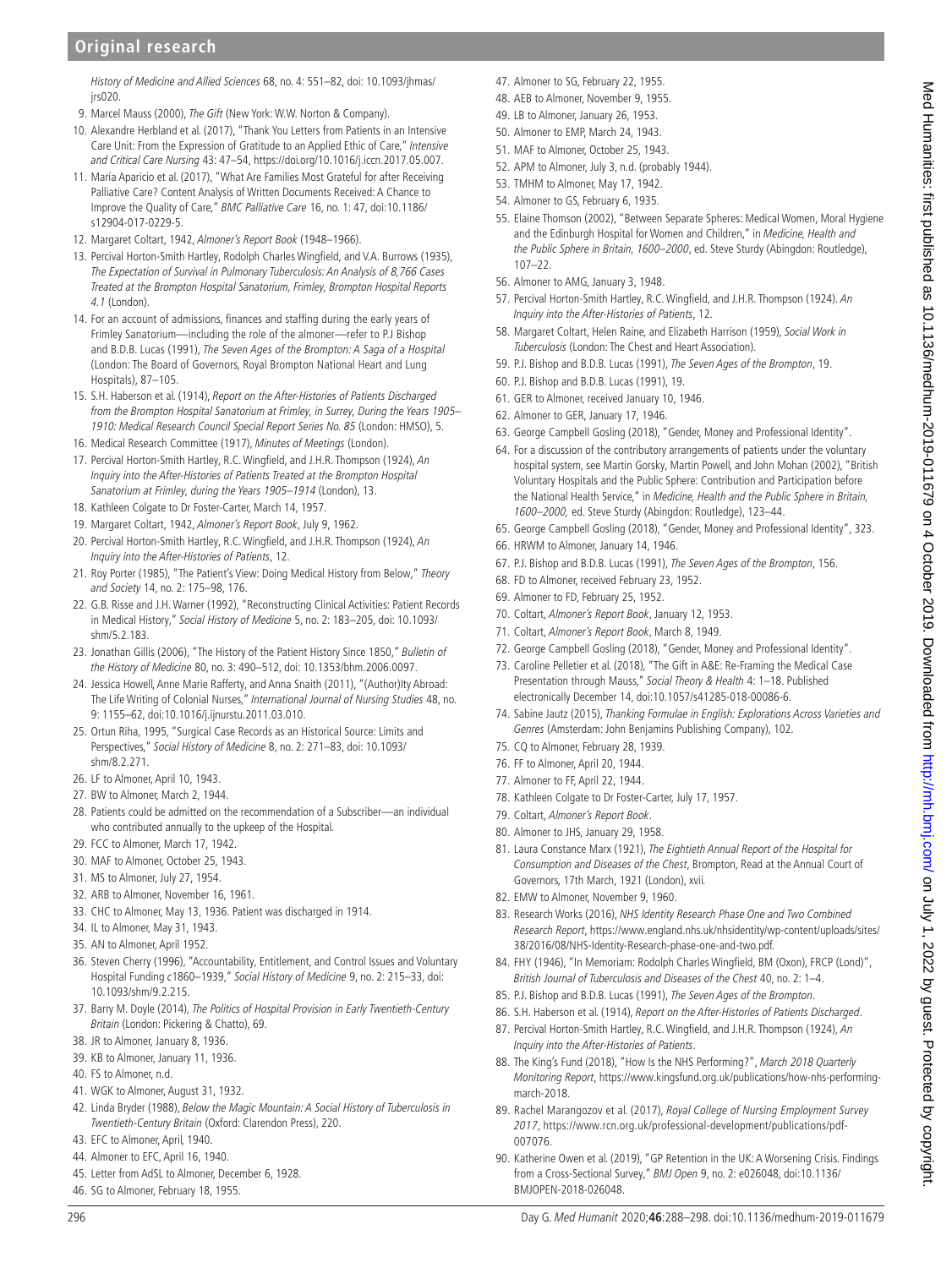History of Medicine and Allied Sciences 68, no. 4: 551–82, doi: 10.1093/jhmas/jrs020.

9. Marcel Mauss (2000), *The Gift* (New York: W.W. Norton & Company).
10. Alexandre Herbland et al. (2017), "Thank You Letters from Patients in an Intensive Care Unit: From the Expression of Gratitude to an Applied Ethic of Care," *Intensive and Critical Care Nursing* 43: 47–54, https://doi.org/10.1016/j.iccn.2017.05.007.
11. María Aparicio et al. (2017), "What Are Families Most Grateful for after Receiving Palliative Care? Content Analysis of Written Documents Received: A Chance to Improve the Quality of Care," *BMC Palliative Care* 16, no. 1: 47, doi:10.1186/s12904-017-0229-5.
12. Margaret Coltart, 1942, *Almoner's Report Book* (1948–1966).
13. Percival Horton-Smith Hartley, Rodolph Charles Wingfield, and V.A. Burrows (1935), *The Expectation of Survival in Pulmonary Tuberculosis: An Analysis of 8,766 Cases Treated at the Brompton Hospital Sanatorium, Frimley, Brompton Hospital Reports 4.1* (London).
14. For an account of admissions, finances and staffing during the early years of Frimley Sanatorium—including the role of the almoner—refer to P.J Bishop and B.D.B. Lucas (1991), *The Seven Ages of the Brompton: A Saga of a Hospital* (London: The Board of Governors, Royal Brompton National Heart and Lung Hospitals), 87–105.
15. S.H. Haberson et al. (1914), *Report on the After-Histories of Patients Discharged from the Brompton Hospital Sanatorium at Frimley, in Surrey, During the Years 1905–1910: Medical Research Council Special Report Series No. 85* (London: HMSO), 5.
16. Medical Research Committee (1917), *Minutes of Meetings* (London).
17. Percival Horton-Smith Hartley, R.C. Wingfield, and J.H.R. Thompson (1924), *An Inquiry into the After-Histories of Patients Treated at the Brompton Hospital Sanatorium at Frimley, during the Years 1905–1914* (London), 13.
18. Kathleen Colgate to Dr Foster-Carter, March 14, 1957.
19. Margaret Coltart, 1942, *Almoner's Report Book*, July 9, 1962.
20. Percival Horton-Smith Hartley, R.C. Wingfield, and J.H.R. Thompson (1924), *An Inquiry into the After-Histories of Patients*, 12.
21. Roy Porter (1985), "The Patient's View: Doing Medical History from Below," *Theory and Society* 14, no. 2: 175–98, 176.
22. G.B. Risse and J.H. Warner (1992), "Reconstructing Clinical Activities: Patient Records in Medical History," *Social History of Medicine* 5, no. 2: 183–205, doi: 10.1093/shm/5.2.183.
23. Jonathan Gillis (2006), "The History of the Patient History Since 1850," *Bulletin of the History of Medicine* 80, no. 3: 490–512, doi: 10.1353/bhm.2006.0097.
24. Jessica Howell, Anne Marie Rafferty, and Anna Snaith (2011), "(Author)ity Abroad: The Life Writing of Colonial Nurses," *International Journal of Nursing Studies* 48, no. 9: 1155–62, doi:10.1016/j.ijnurstu.2011.03.010.
25. Ortun Riha, 1995, "Surgical Case Records as an Historical Source: Limits and Perspectives," *Social History of Medicine* 8, no. 2: 271–83, doi: 10.1093/shm/8.2.271.
26. LF to Almoner, April 10, 1943.
27. BW to Almoner, March 2, 1944.
28. Patients could be admitted on the recommendation of a Subscriber—an individual who contributed annually to the upkeep of the Hospital.
29. FCC to Almoner, March 17, 1942.
30. MAF to Almoner, October 25, 1943.
31. MS to Almoner, July 27, 1954.
32. ARB to Almoner, November 16, 1961.
33. CHC to Almoner, May 13, 1936. Patient was discharged in 1914.
34. IL to Almoner, May 31, 1943.
35. AN to Almoner, April 1952.
36. Steven Cherry (1996), "Accountability, Entitlement, and Control Issues and Voluntary Hospital Funding c1860–1939," *Social History of Medicine* 9, no. 2: 215–33, doi: 10.1093/shm/9.2.215.
37. Barry M. Doyle (2014), *The Politics of Hospital Provision in Early Twentieth-Century Britain* (London: Pickering & Chatto), 69.
38. JR to Almoner, January 8, 1936.
39. KB to Almoner, January 11, 1936.
40. FS to Almoner, n.d.
41. WGK to Almoner, August 31, 1932.
42. Linda Bryder (1988), *Below the Magic Mountain: A Social History of Tuberculosis in Twentieth-Century Britain* (Oxford: Clarendon Press), 220.
43. EFC to Almoner, April, 1940.
44. Almoner to EFC, April 16, 1940.
45. Letter from AdSL to Almoner, December 6, 1928.
46. SG to Almoner, February 18, 1955.
47. Almoner to SG, February 22, 1955.
48. AEB to Almoner, November 9, 1955.
49. LB to Almoner, January 26, 1953.
50. Almoner to EMP, March 24, 1943.
51. MAF to Almoner, October 25, 1943.
52. APM to Almoner, July 3, n.d. (probably 1944).
53. TMHM to Almoner, May 17, 1942.
54. Almoner to GS, February 6, 1935.
55. Elaine Thomson (2002), "Between Separate Spheres: Medical Women, Moral Hygiene and the Edinburgh Hospital for Women and Children," in *Medicine, Health and the Public Sphere in Britain, 1600–2000*, ed. Steve Sturdy (Abingdon: Routledge), 107–22.
56. Almoner to AMG, January 3, 1948.
57. Percival Horton-Smith Hartley, R.C. Wingfield, and J.H.R. Thompson (1924). *An Inquiry into the After-Histories of Patients*, 12.
58. Margaret Coltart, Helen Raine, and Elizabeth Harrison (1959), *Social Work in Tuberculosis* (London: The Chest and Heart Association).
59. P.J. Bishop and B.D.B. Lucas (1991), *The Seven Ages of the Brompton*, 19.
60. P.J. Bishop and B.D.B. Lucas (1991), 19.
61. GER to Almoner, received January 10, 1946.
62. Almoner to GER, January 17, 1946.
63. George Campbell Gosling (2018), "Gender, Money and Professional Identity".
64. For a discussion of the contributory arrangements of patients under the voluntary hospital system, see Martin Gorsky, Martin Powell, and John Mohan (2002), "British Voluntary Hospitals and the Public Sphere: Contribution and Participation before the National Health Service," in *Medicine, Health and the Public Sphere in Britain, 1600–2000*, ed. Steve Sturdy (Abingdon: Routledge), 123–44.
65. George Campbell Gosling (2018), "Gender, Money and Professional Identity", 323.
66. HRWM to Almoner, January 14, 1946.
67. P.J. Bishop and B.D.B. Lucas (1991), *The Seven Ages of the Brompton*, 156.
68. FD to Almoner, received February 23, 1952.
69. Almoner to FD, February 25, 1952.
70. Coltart, *Almoner's Report Book*, January 12, 1953.
71. Coltart, *Almoner's Report Book*, March 8, 1949.
72. George Campbell Gosling (2018), "Gender, Money and Professional Identity".
73. Caroline Pelletier et al. (2018), "The Gift in A&E: Re-Framing the Medical Case Presentation through Mauss," *Social Theory & Health* 4: 1–18. Published electronically December 14, doi:10.1057/s41285-018-00086-6.
74. Sabine Jautz (2015), *Thanking Formulae in English: Explorations Across Varieties and Genres* (Amsterdam: John Benjamins Publishing Company), 102.
75. CQ to Almoner, February 28, 1939.
76. FF to Almoner, April 20, 1944.
77. Almoner to FF, April 22, 1944.
78. Kathleen Colgate to Dr Foster-Carter, July 17, 1957.
79. Coltart, *Almoner's Report Book*.
80. Almoner to JHS, January 29, 1958.
81. Laura Constance Marx (1921), *The Eightieth Annual Report of the Hospital for Consumption and Diseases of the Chest*, Brompton, Read at the Annual Court of Governors, 17th March, 1921 (London), xvii.
82. EMW to Almoner, November 9, 1960.
83. Research Works (2016), *NHS Identity Research Phase One and Two Combined Research Report*, https://www.england.nhs.uk/nhsidentity/wp-content/uploads/sites/38/2016/08/NHS-Identity-Research-phase-one-and-two.pdf.
84. FHY (1946), "In Memoriam: Rodolph Charles Wingfield, BM (Oxon), FRCP (Lond)", *British Journal of Tuberculosis and Diseases of the Chest* 40, no. 2: 1–4.
85. P.J. Bishop and B.D.B. Lucas (1991), *The Seven Ages of the Brompton*.
86. S.H. Haberson et al. (1914), *Report on the After-Histories of Patients Discharged*.
87. Percival Horton-Smith Hartley, R.C. Wingfield, and J.H.R. Thompson (1924), *An Inquiry into the After-Histories of Patients*.
88. The King's Fund (2018), "How Is the NHS Performing?", *March 2018 Quarterly Monitoring Report*, https://www.kingsfund.org.uk/publications/how-nhs-performing-march-2018.
89. Rachel Marangozov et al. (2017), *Royal College of Nursing Employment Survey 2017*, https://www.rcn.org.uk/professional-development/publications/pdf-007076.
90. Katherine Owen et al. (2019), "GP Retention in the UK: A Worsening Crisis. Findings from a Cross-Sectional Survey," *BMJ Open* 9, no. 2: e026048, doi:10.1136/BMJOPEN-2018-026048.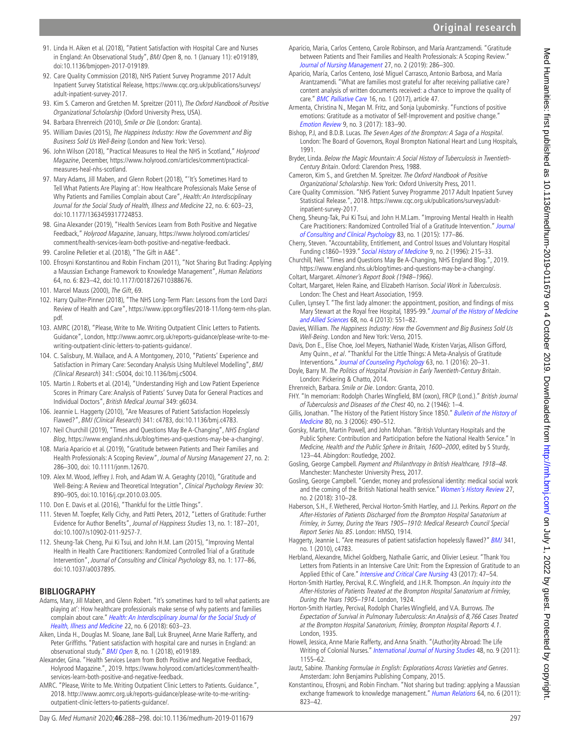91. Linda H. Aiken et al. (2018), "Patient Satisfaction with Hospital Care and Nurses in England: An Observational Study", *BMJ Open* 8, no. 1 (January 11): e019189, doi:10.1136/bmjopen-2017-019189.
92. Care Quality Commission (2018), NHS Patient Survey Programme 2017 Adult Inpatient Survey Statistical Release, https://www.cqc.org.uk/publications/surveys/adult-inpatient-survey-2017.
93. Kim S. Cameron and Gretchen M. Spreitzer (2011), *The Oxford Handbook of Positive Organizational Scholarship* (Oxford University Press, USA).
94. Barbara Ehrenreich (2010), *Smile or Die* (London: Granta).
95. William Davies (2015), *The Happiness Industry: How the Government and Big Business Sold Us Well-Being* (London and New York: Verso).
96. John Wilson (2018), "Practical Measures to Heal the NHS in Scotland," *Holyrood Magazine*, December, https://www.holyrood.com/articles/comment/practical-measures-heal-nhs-scotland.
97. Mary Adams, Jill Maben, and Glenn Robert (2018), "'It's Sometimes Hard to Tell What Patients Are Playing at': How Healthcare Professionals Make Sense of Why Patients and Families Complain about Care", *Health: An Interdisciplinary Journal for the Social Study of Health, Illness and Medicine* 22, no. 6: 603–23, doi:10.1177/1363459317724853.
98. Gina Alexander (2019), "Health Services Learn from Both Positive and Negative Feedback," *Holyrood Magazine*, January, https://www.holyrood.com/articles/comment/health-services-learn-both-positive-and-negative-feedback.
99. Caroline Pelletier et al. (2018), "The Gift in A&E".
100. Efrosyni Konstantinou and Robin Fincham (2011), "Not Sharing But Trading: Applying a Maussian Exchange Framework to Knowledge Management", *Human Relations* 64, no. 6: 823–42, doi:10.1177/0018726710388676.
101. Marcel Mauss (2000), *The Gift*, 69.
102. Harry Quilter-Pinner (2018), "The NHS Long-Term Plan: Lessons from the Lord Darzi Review of Health and Care", https://www.ippr.org/files/2018-11/long-term-nhs-plan.pdf.
103. AMRC (2018), "Please, Write to Me. Writing Outpatient Clinic Letters to Patients. Guidance", London, http://www.aomrc.org.uk/reports-guidance/please-write-to-me-writing-outpatient-clinic-letters-to-patients-guidance/.
104. C. Salisbury, M. Wallace, and A. A Montgomery, 2010, "Patients' Experience and Satisfaction in Primary Care: Secondary Analysis Using Multilevel Modelling", *BMJ (Clinical Research)* 341: c5004, doi:10.1136/bmj.c5004.
105. Martin J. Roberts et al. (2014), "Understanding High and Low Patient Experience Scores in Primary Care: Analysis of Patients' Survey Data for General Practices and Individual Doctors", *British Medical Journal* 349: g6034.
106. Jeannie L. Haggerty (2010), "Are Measures of Patient Satisfaction Hopelessly Flawed?", *BMJ (Clinical Research)* 341: c4783, doi:10.1136/bmj.c4783.
107. Neil Churchill (2019), "Times and Questions May Be A-Changing", *NHS England Blog*, https://www.england.nhs.uk/blog/times-and-questions-may-be-a-changing/.
108. Maria Aparicio et al. (2019), "Gratitude between Patients and Their Families and Health Professionals: A Scoping Review", *Journal of Nursing Management* 27, no. 2: 286–300, doi: 10.1111/jonm.12670.
109. Alex M. Wood, Jeffrey J. Froh, and Adam W. A. Geraghty (2010), "Gratitude and Well-Being: A Review and Theoretical Integration", *Clinical Psychology Review* 30: 890–905, doi:10.1016/j.cpr.2010.03.005.
110. Don E. Davis et al. (2016), "Thankful for the Little Things".
111. Steven M. Toepfer, Kelly Cichy, and Patti Peters, 2012, "Letters of Gratitude: Further Evidence for Author Benefits", *Journal of Happiness Studies* 13, no. 1: 187–201, doi:10.1007/s10902-011-9257-7.
112. Sheung-Tak Cheng, Pui Ki Tsui, and John H. M. Lam (2015), "Improving Mental Health in Health Care Practitioners: Randomized Controlled Trial of a Gratitude Intervention", *Journal of Consulting and Clinical Psychology* 83, no. 1: 177–86, doi:10.1037/a0037895.

## BIBLIOGRAPHY

Adams, Mary, Jill Maben, and Glenn Robert. "It's sometimes hard to tell what patients are playing at': How healthcare professionals make sense of why patients and families complain about care." *Health: An Interdisciplinary Journal for the Social Study of Health, Illness and Medicine* 22, no. 6 (2018): 603–23.

Aiken, Linda H., Douglas M. Sloane, Jane Ball, Luk Bruyneel, Anne Marie Rafferty, and Peter Griffiths. "Patient satisfaction with hospital care and nurses in England: an observational study." *BMJ Open* 8, no. 1 (2018), e019189.

Alexander, Gina. "Health Services Learn from Both Positive and Negative Feedback, Holyrood Magazine.", 2019. https://www.holyrood.com/articles/comment/health-services-learn-both-positive-and-negative-feedback.

AMRC. "Please, Write to Me. Writing Outpatient Clinic Letters to Patients. Guidance.", 2018. http://www.aomrc.org.uk/reports-guidance/please-write-to-me-writing-outpatient-clinic-letters-to-patients-guidance/.

Aparicio, Maria, Carlos Centeno, Carole Robinson, and María Arantzamendi. "Gratitude between Patients and Their Families and Health Professionals: A Scoping Review." *Journal of Nursing Management* 27, no. 2 (2019): 286–300.

Aparicio, María, Carlos Centeno, José Miguel Carrasco, Antonio Barbosa, and María Arantzamendi. "What are families most grateful for after receiving palliative care? content analysis of written documents received: a chance to improve the quality of care." *BMC Palliative Care* 16, no. 1 (2017), article 47.

Armenta, Christina N., Megan M. Fritz, and Sonja Lyubomirsky. "Functions of positive emotions: Gratitude as a motivator of Self-Improvement and positive change." *Emotion Review* 9, no. 3 (2017): 183–90.

Bishop, P.J, and B.D.B. Lucas. *The Seven Ages of the Brompton: A Saga of a Hospital*. London: The Board of Governors, Royal Brompton National Heart and Lung Hospitals, 1991.

Bryder, Linda. *Below the Magic Mountain: A Social History of Tuberculosis in Twentieth-Century Britain*. Oxford: Clarendon Press, 1988.

Cameron, Kim S., and Gretchen M. Spreitzer. *The Oxford Handbook of Positive Organizational Scholarship*. New York: Oxford University Press, 2011.

Care Quality Commission. "NHS Patient Survey Programme 2017 Adult Inpatient Survey Statistical Release.", 2018. https://www.cqc.org.uk/publications/surveys/adult-inpatient-survey-2017.

Cheng, Sheung-Tak, Pui Ki Tsui, and John H.M.Lam. "Improving Mental Health in Health Care Practitioners: Randomized Controlled Trial of a Gratitude Intervention." *Journal of Consulting and Clinical Psychology* 83, no. 1 (2015): 177–86.

Cherry, Steven. "Accountability, Entitlement, and Control Issues and Voluntary Hospital Funding c1860–1939." *Social History of Medicine* 9, no. 2 (1996): 215–33.

Churchill, Neil. "Times and Questions May Be A-Changing, NHS England Blog.", 2019. https://www.england.nhs.uk/blog/times-and-questions-may-be-a-changing/.

Coltart, Margaret. *Almoner's Report Book (1948–1966)*.

Coltart, Margaret, Helen Raine, and Elizabeth Harrison. *Social Work in Tuberculosis*. London: The Chest and Heart Association, 1959.

Cullen, Lynsey T. "The first lady almoner: the appointment, position, and findings of miss Mary Stewart at the Royal free Hospital, 1895-99." *Journal of the History of Medicine and Allied Sciences* 68, no. 4 (2013): 551–82.

Davies, William. *The Happiness Industry: How the Government and Big Business Sold Us Well-Being*. London and New York: Verso, 2015.

Davis, Don E., Elise Choe, Joel Meyers, Nathaniel Wade, Kristen Varjas, Allison Gifford, Amy Quinn., *et al*. "Thankful For the Little Things: A Meta-Analysis of Gratitude Interventions." *Journal of Counseling Psychology* 63, no. 1 (2016): 20–31.

Doyle, Barry M. *The Politics of Hospital Provision in Early Twentieth-Century Britain*. London: Pickering & Chatto, 2014.

Ehrenreich, Barbara. *Smile or Die*. London: Granta, 2010.

FHY. "In memoriam: Rodolph Charles Wingfield, BM (oxon), FRCP (Lond.)." *British Journal of Tuberculosis and Diseases of the Chest* 40, no. 2 (1946): 1–4.

Gillis, Jonathan. "The History of the Patient History Since 1850." *Bulletin of the History of Medicine* 80, no. 3 (2006): 490–512.

Gorsky, Martin, Martin Powell, and John Mohan. "British Voluntary Hospitals and the Public Sphere: Contribution and Participation before the National Health Service." In *Medicine, Health and the Public Sphere in Britain, 1600–2000*, edited by S Sturdy, 123–44. Abingdon: Routledge, 2002.

Gosling, George Campbell. *Payment and Philanthropy in British Healthcare, 1918–48*. Manchester: Manchester University Press, 2017.

Gosling, George Campbell. "Gender, money and professional identity: medical social work and the coming of the British National health service." *Women's History Review* 27, no. 2 (2018): 310–28.

Haberson, S.H., F. Wethered, Percival Horton-Smith Hartley, and J.J. Perkins. *Report on the After-Histories of Patients Discharged from the Brompton Hospital Sanatorium at Frimley, in Surrey, During the Years 1905–1910: Medical Research Council Special Report Series No. 85*. London: HMSO, 1914.

Haggerty, Jeannie L. "Are measures of patient satisfaction hopelessly flawed?" *BMJ* 341, no. 1 (2010), c4783.

Herbland, Alexandre, Michel Goldberg, Nathalie Garric, and Olivier Lesieur. "Thank You Letters from Patients in an Intensive Care Unit: From the Expression of Gratitude to an Applied Ethic of Care." *Intensive and Critical Care Nursing* 43 (2017): 47–54.

Horton-Smith Hartley, Percival, R.C. Wingfield, and J.H.R. Thompson. *An Inquiry into the After-Histories of Patients Treated at the Brompton Hospital Sanatorium at Frimley, During the Years 1905–1914*. London, 1924.

Horton-Smith Hartley, Percival, Rodolph Charles Wingfield, and V.A. Burrows. *The Expectation of Survival in Pulmonary Tuberculosis: An Analysis of 8,766 Cases Treated at the Brompton Hospital Sanatorium, Frimley, Brompton Hospital Reports 4.1*. London, 1935.

Howell, Jessica, Anne Marie Rafferty, and Anna Snaith. "(Author)ity Abroad: The Life Writing of Colonial Nurses." *International Journal of Nursing Studies* 48, no. 9 (2011): 1155–62.

Jautz, Sabine. *Thanking Formulae in English: Explorations Across Varieties and Genres*. Amsterdam: John Benjamins Publishing Company, 2015.

Konstantinou, Efrosyni, and Robin Fincham. "Not sharing but trading: applying a Maussian exchange framework to knowledge management." *Human Relations* 64, no. 6 (2011): 823–42.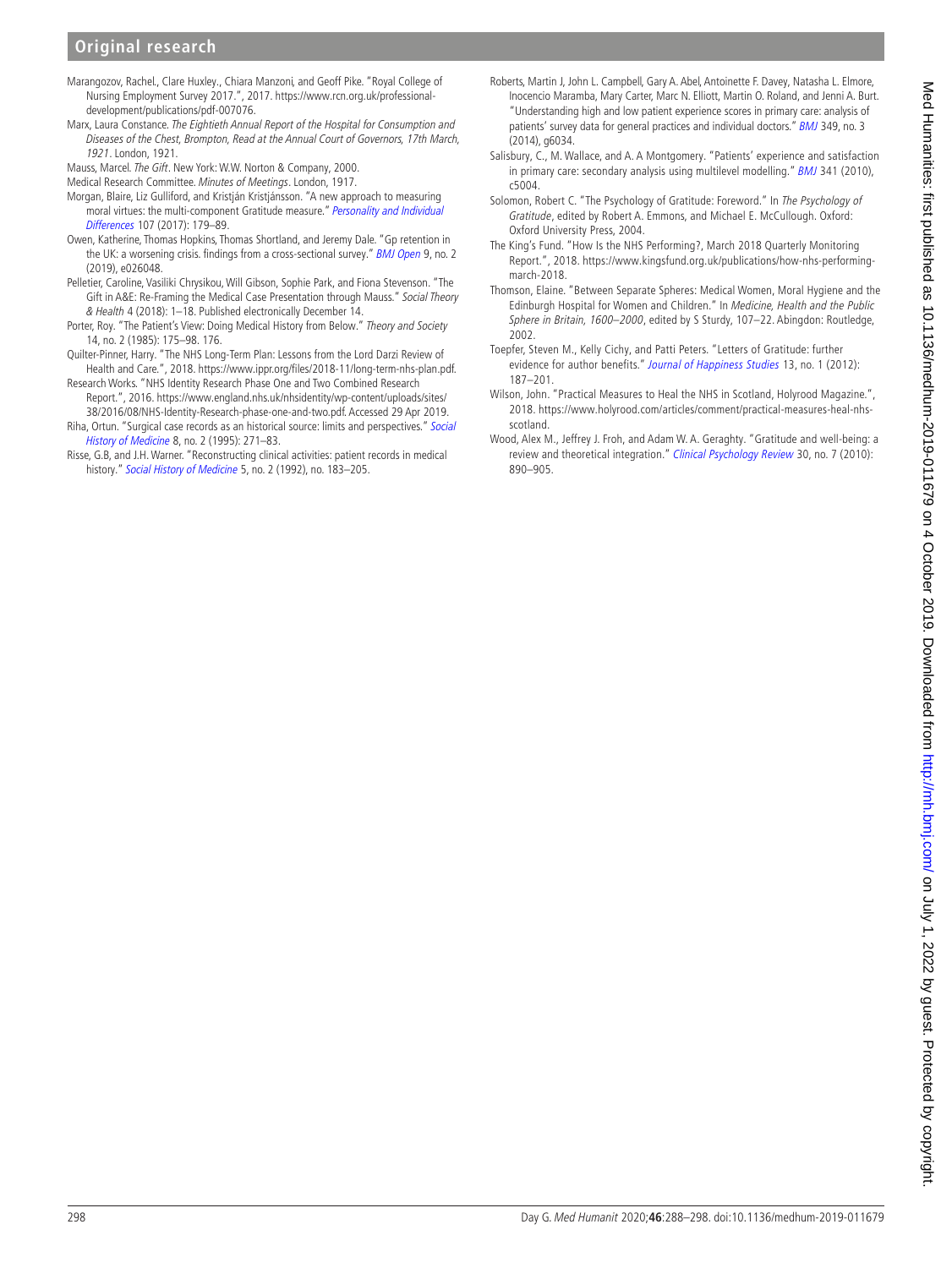Marangozov, Rachel., Clare Huxley., Chiara Manzoni, and Geoff Pike. "Royal College of Nursing Employment Survey 2017.", 2017. https://www.rcn.org.uk/professional-development/publications/pdf-007076.

Marx, Laura Constance. *The Eightieth Annual Report of the Hospital for Consumption and Diseases of the Chest, Brompton, Read at the Annual Court of Governors, 17th March, 1921*. London, 1921.

Mauss, Marcel. *The Gift*. New York: W.W. Norton & Company, 2000.

Medical Research Committee. *Minutes of Meetings*. London, 1917.

Morgan, Blaire, Liz Gulliford, and Kristján Kristjánsson. "A new approach to measuring moral virtues: the multi-component Gratitude measure." *Personality and Individual Differences* 107 (2017): 179–89.

Owen, Katherine, Thomas Hopkins, Thomas Shortland, and Jeremy Dale. "Gp retention in the UK: a worsening crisis. findings from a cross-sectional survey." *BMJ Open* 9, no. 2 (2019), e026048.

Pelletier, Caroline, Vasiliki Chrysikou, Will Gibson, Sophie Park, and Fiona Stevenson. "The Gift in A&E: Re-Framing the Medical Case Presentation through Mauss." *Social Theory & Health* 4 (2018): 1–18. Published electronically December 14.

Porter, Roy. "The Patient's View: Doing Medical History from Below." *Theory and Society* 14, no. 2 (1985): 175–98. 176.

Quilter-Pinner, Harry. "The NHS Long-Term Plan: Lessons from the Lord Darzi Review of Health and Care.", 2018. https://www.ippr.org/files/2018-11/long-term-nhs-plan.pdf.

Research Works. "NHS Identity Research Phase One and Two Combined Research Report.", 2016. https://www.england.nhs.uk/nhsidentity/wp-content/uploads/sites/38/2016/08/NHS-Identity-Research-phase-one-and-two.pdf. Accessed 29 Apr 2019.

Riha, Ortun. "Surgical case records as an historical source: limits and perspectives." *Social History of Medicine* 8, no. 2 (1995): 271–83.

Risse, G.B, and J.H. Warner. "Reconstructing clinical activities: patient records in medical history." *Social History of Medicine* 5, no. 2 (1992), no. 183–205.

Roberts, Martin J, John L. Campbell, Gary A. Abel, Antoinette F. Davey, Natasha L. Elmore, Inocencio Maramba, Mary Carter, Marc N. Elliott, Martin O. Roland, and Jenni A. Burt. "Understanding high and low patient experience scores in primary care: analysis of patients' survey data for general practices and individual doctors." *BMJ* 349, no. 3 (2014), g6034.

Salisbury, C., M. Wallace, and A. A Montgomery. "Patients' experience and satisfaction in primary care: secondary analysis using multilevel modelling." *BMJ* 341 (2010), c5004.

Solomon, Robert C. "The Psychology of Gratitude: Foreword." In *The Psychology of Gratitude*, edited by Robert A. Emmons, and Michael E. McCullough. Oxford: Oxford University Press, 2004.

The King's Fund. "How Is the NHS Performing?, March 2018 Quarterly Monitoring Report.", 2018. https://www.kingsfund.org.uk/publications/how-nhs-performing-march-2018.

Thomson, Elaine. "Between Separate Spheres: Medical Women, Moral Hygiene and the Edinburgh Hospital for Women and Children." In *Medicine, Health and the Public Sphere in Britain, 1600–2000*, edited by S Sturdy, 107–22. Abingdon: Routledge, 2002.

Toepfer, Steven M., Kelly Cichy, and Patti Peters. "Letters of Gratitude: further evidence for author benefits." *Journal of Happiness Studies* 13, no. 1 (2012): 187–201.

Wilson, John. "Practical Measures to Heal the NHS in Scotland, Holyrood Magazine.", 2018. https://www.holyrood.com/articles/comment/practical-measures-heal-nhs-scotland.

Wood, Alex M., Jeffrey J. Froh, and Adam W. A. Geraghty. "Gratitude and well-being: a review and theoretical integration." *Clinical Psychology Review* 30, no. 7 (2010): 890–905.